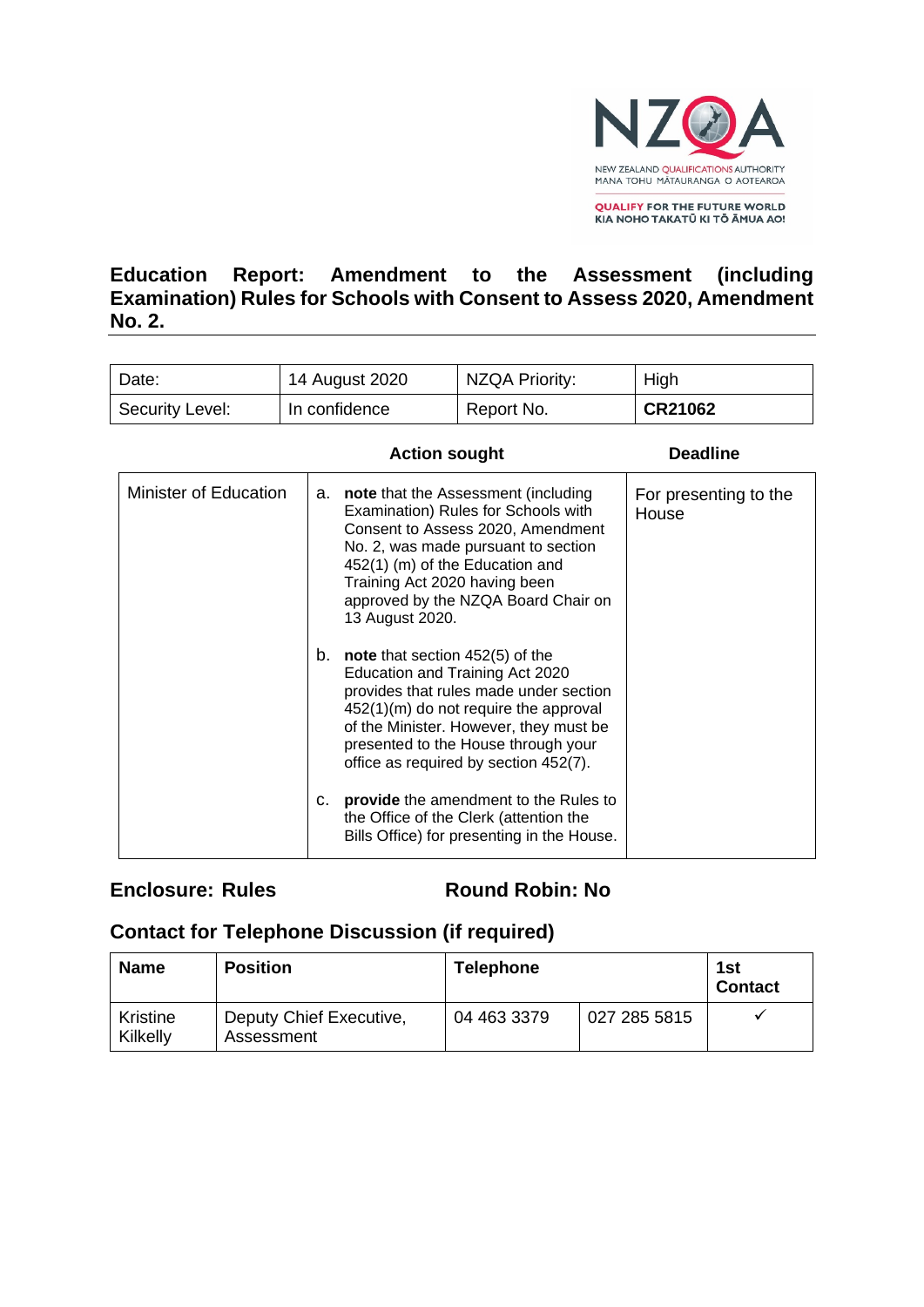NZQA

NEW ZEALAND QUALIFICATIONS AUTHORITY
MANA TOHU MĀTAURANGA O AOTEAROA

QUALIFY FOR THE FUTURE WORLD
KIA NOHO TAKATŪ KI TŌ ĀMUA AO!

# Education Report: Amendment to the Assessment (including Examination) Rules for Schools with Consent to Assess 2020, Amendment No. 2.

| Date: | 14 August 2020 | NZQA Priority: | High |
|---|---|---|---|
| Security Level: | In confidence | Report No. | **CR21062** |

| | Action sought | Deadline |
|---|---|---|
| Minister of Education | a. **note** that the Assessment (including Examination) Rules for Schools with Consent to Assess 2020, Amendment No. 2, was made pursuant to section 452(1) (m) of the Education and Training Act 2020 having been approved by the NZQA Board Chair on 13 August 2020.<br><br>b. **note** that section 452(5) of the Education and Training Act 2020 provides that rules made under section 452(1)(m) do not require the approval of the Minister. However, they must be presented to the House through your office as required by section 452(7).<br><br>c. **provide** the amendment to the Rules to the Office of the Clerk (attention the Bills Office) for presenting in the House. | For presenting to the House |

**Enclosure: Rules** **Round Robin: No**

## Contact for Telephone Discussion (if required)

| Name | Position | Telephone | | 1st Contact |
|---|---|---|---|---|
| Kristine Kilkelly | Deputy Chief Executive, Assessment | 04 463 3379 | 027 285 5815 | ✓ |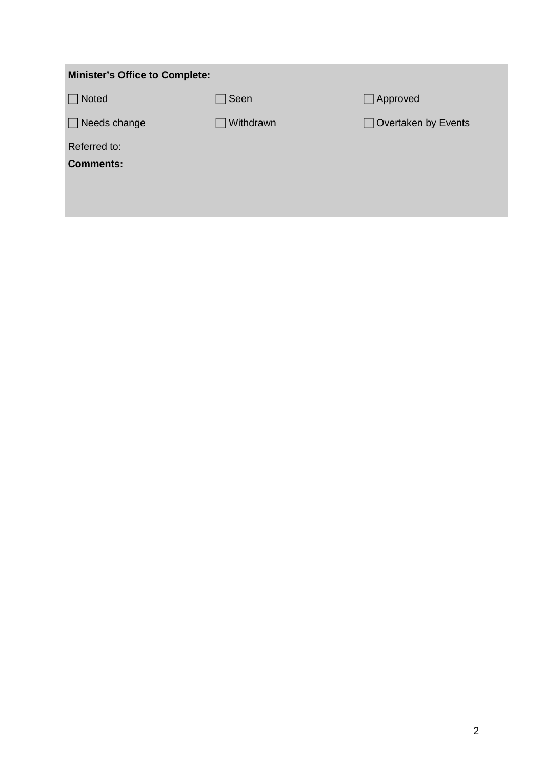**Minister's Office to Complete:**

| | | |
|---|---|---|
| ☐ Noted | ☐ Seen | ☐ Approved |
| ☐ Needs change | ☐ Withdrawn | ☐ Overtaken by Events |

Referred to:

**Comments:**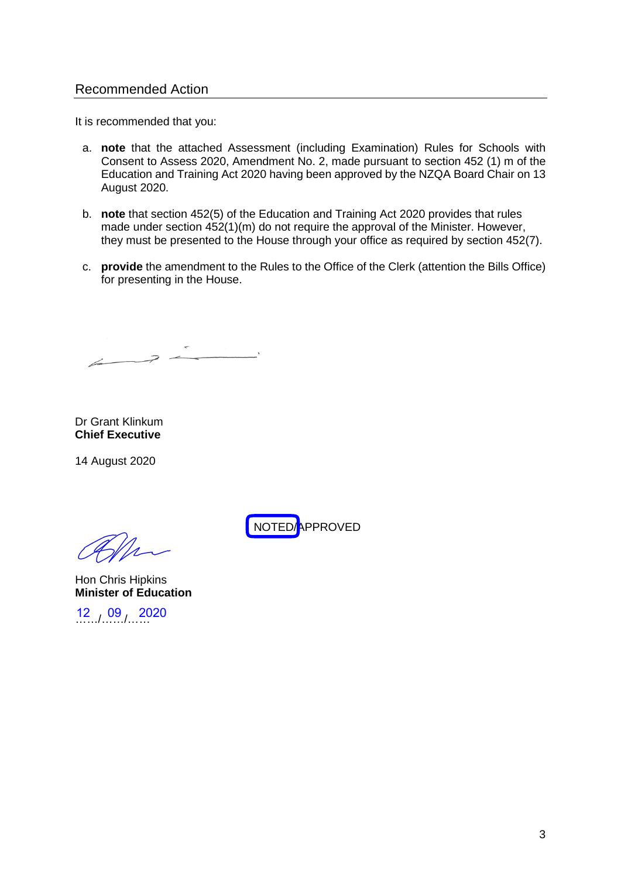## Recommended Action

It is recommended that you:

a. **note** that the attached Assessment (including Examination) Rules for Schools with Consent to Assess 2020, Amendment No. 2, made pursuant to section 452 (1) m of the Education and Training Act 2020 having been approved by the NZQA Board Chair on 13 August 2020.

b. **note** that section 452(5) of the Education and Training Act 2020 provides that rules made under section 452(1)(m) do not require the approval of the Minister. However, they must be presented to the House through your office as required by section 452(7).

c. **provide** the amendment to the Rules to the Office of the Clerk (attention the Bills Office) for presenting in the House.

Dr Grant Klinkum
**Chief Executive**

14 August 2020

NOTED/APPROVED

Hon Chris Hipkins
**Minister of Education**

12 / 09 / 2020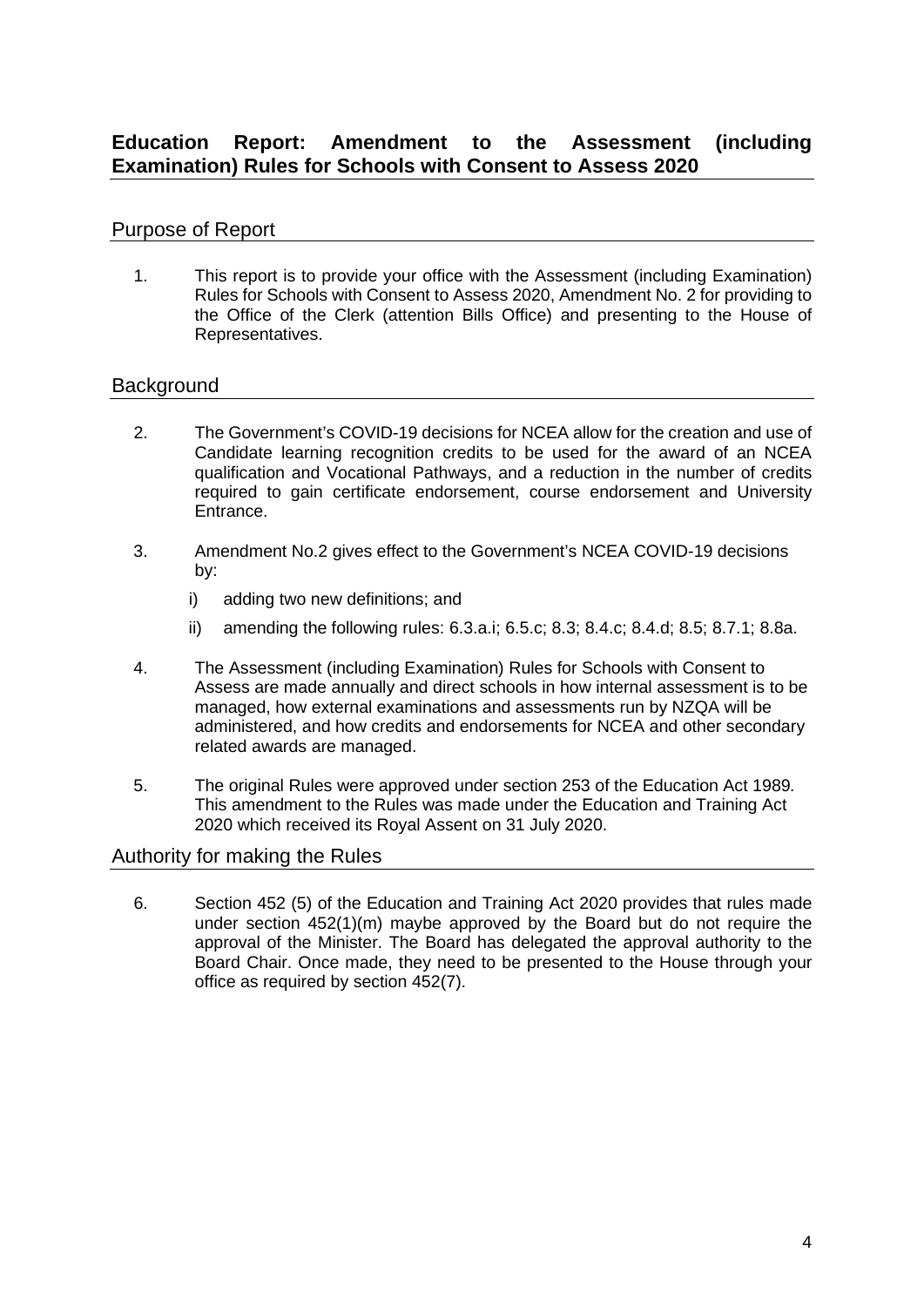# Education Report: Amendment to the Assessment (including Examination) Rules for Schools with Consent to Assess 2020

## Purpose of Report

1. This report is to provide your office with the Assessment (including Examination) Rules for Schools with Consent to Assess 2020, Amendment No. 2 for providing to the Office of the Clerk (attention Bills Office) and presenting to the House of Representatives.

## Background

2. The Government's COVID-19 decisions for NCEA allow for the creation and use of Candidate learning recognition credits to be used for the award of an NCEA qualification and Vocational Pathways, and a reduction in the number of credits required to gain certificate endorsement, course endorsement and University Entrance.

3. Amendment No.2 gives effect to the Government's NCEA COVID-19 decisions by:

   i) adding two new definitions; and

   ii) amending the following rules: 6.3.a.i; 6.5.c; 8.3; 8.4.c; 8.4.d; 8.5; 8.7.1; 8.8a.

4. The Assessment (including Examination) Rules for Schools with Consent to Assess are made annually and direct schools in how internal assessment is to be managed, how external examinations and assessments run by NZQA will be administered, and how credits and endorsements for NCEA and other secondary related awards are managed.

5. The original Rules were approved under section 253 of the Education Act 1989*.* This amendment to the Rules was made under the Education and Training Act 2020 which received its Royal Assent on 31 July 2020.

## Authority for making the Rules

6. Section 452 (5) of the Education and Training Act 2020 provides that rules made under section 452(1)(m) maybe approved by the Board but do not require the approval of the Minister. The Board has delegated the approval authority to the Board Chair. Once made, they need to be presented to the House through your office as required by section 452(7).